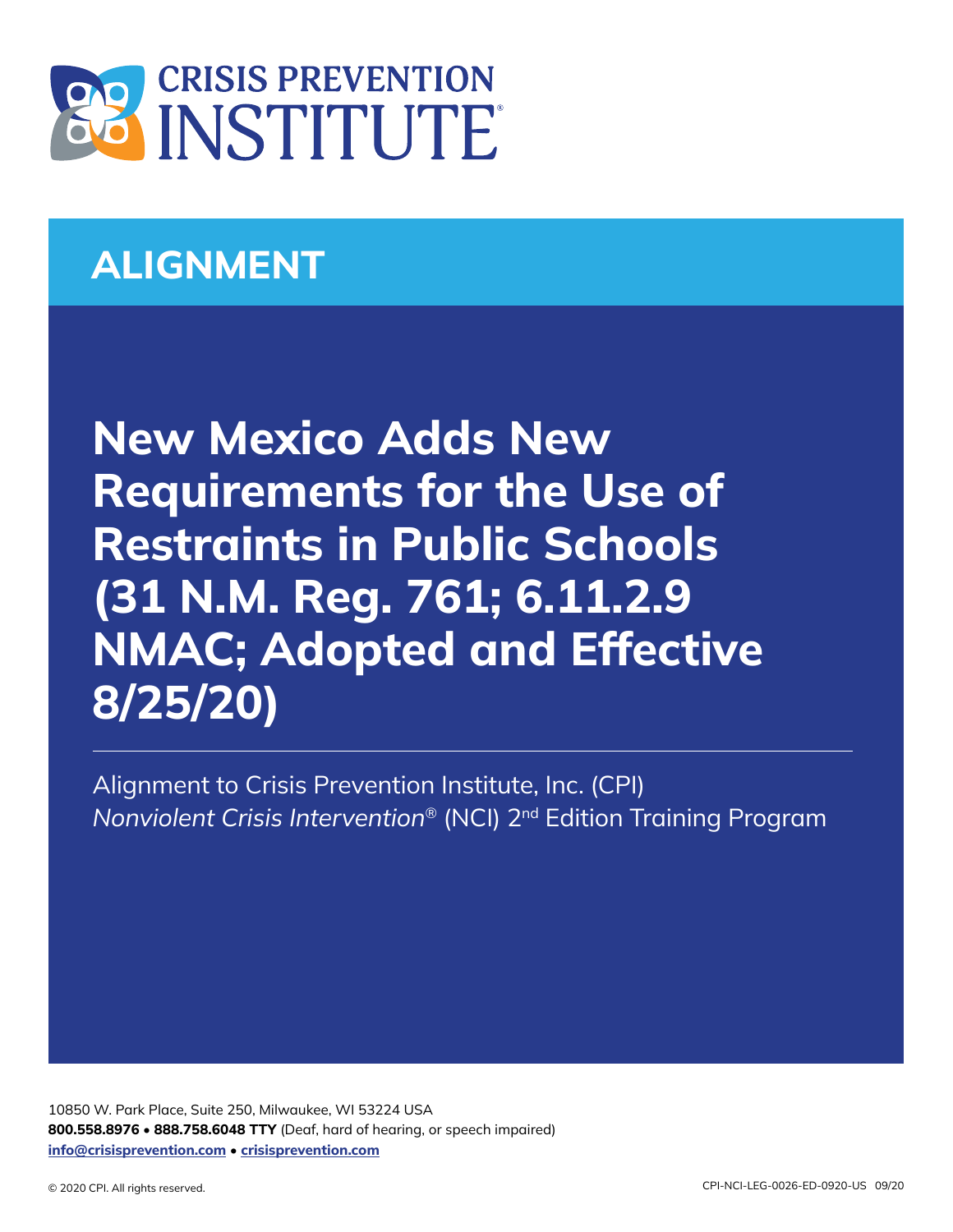# CRISIS PREVENTION INSTITUTE

## ALIGNMENT

# New Mexico Adds New Requirements for the Use of Restraints in Public Schools (31 N.M. Reg. 761; 6.11.2.9 NMAC; Adopted and Effective 8/25/20)

Alignment to Crisis Prevention Institute, Inc. (CPI)
*Nonviolent Crisis Intervention*® (NCI) 2nd Edition Training Program

10850 W. Park Place, Suite 250, Milwaukee, WI 53224 USA
**800.558.8976 • 888.758.6048 TTY** (Deaf, hard of hearing, or speech impaired)
**info@crisisprevention.com • crisisprevention.com**

© 2020 CPI. All rights reserved.

CPI-NCI-LEG-0026-ED-0920-US 09/20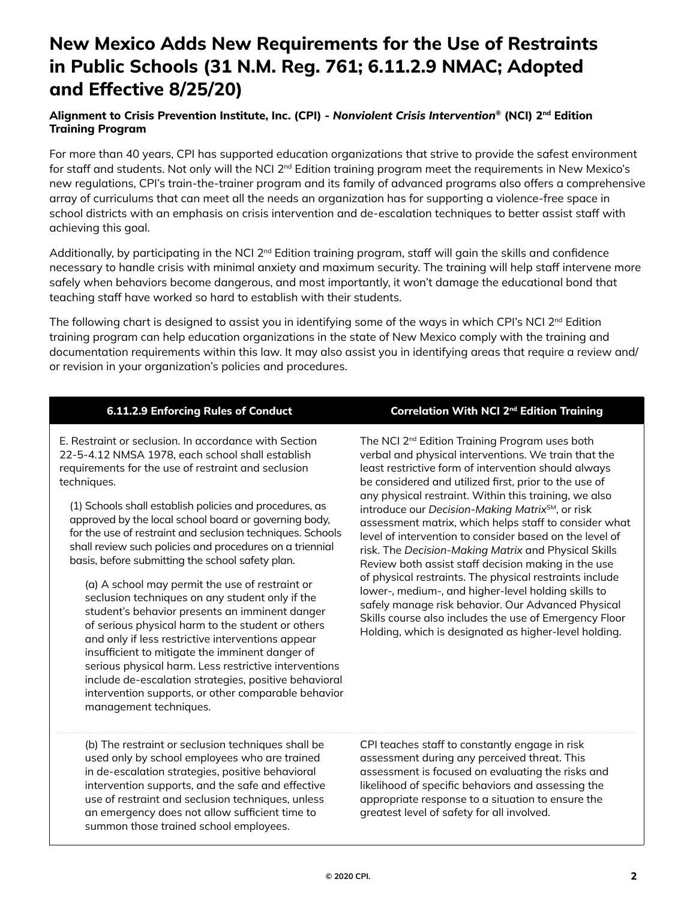# New Mexico Adds New Requirements for the Use of Restraints in Public Schools (31 N.M. Reg. 761; 6.11.2.9 NMAC; Adopted and Effective 8/25/20)

**Alignment to Crisis Prevention Institute, Inc. (CPI) - *Nonviolent Crisis Intervention*® (NCI) 2nd Edition Training Program**

For more than 40 years, CPI has supported education organizations that strive to provide the safest environment for staff and students. Not only will the NCI 2nd Edition training program meet the requirements in New Mexico's new regulations, CPI's train-the-trainer program and its family of advanced programs also offers a comprehensive array of curriculums that can meet all the needs an organization has for supporting a violence-free space in school districts with an emphasis on crisis intervention and de-escalation techniques to better assist staff with achieving this goal.

Additionally, by participating in the NCI 2nd Edition training program, staff will gain the skills and confidence necessary to handle crisis with minimal anxiety and maximum security. The training will help staff intervene more safely when behaviors become dangerous, and most importantly, it won't damage the educational bond that teaching staff have worked so hard to establish with their students.

The following chart is designed to assist you in identifying some of the ways in which CPI's NCI 2nd Edition training program can help education organizations in the state of New Mexico comply with the training and documentation requirements within this law. It may also assist you in identifying areas that require a review and/or revision in your organization's policies and procedures.

| 6.11.2.9 Enforcing Rules of Conduct | Correlation With NCI 2nd Edition Training |
|---|---|
| E. Restraint or seclusion. In accordance with Section 22-5-4.12 NMSA 1978, each school shall establish requirements for the use of restraint and seclusion techniques.<br><br>(1) Schools shall establish policies and procedures, as approved by the local school board or governing body, for the use of restraint and seclusion techniques. Schools shall review such policies and procedures on a triennial basis, before submitting the school safety plan.<br><br>(a) A school may permit the use of restraint or seclusion techniques on any student only if the student's behavior presents an imminent danger of serious physical harm to the student or others and only if less restrictive interventions appear insufficient to mitigate the imminent danger of serious physical harm. Less restrictive interventions include de-escalation strategies, positive behavioral intervention supports, or other comparable behavior management techniques. | The NCI 2nd Edition Training Program uses both verbal and physical interventions. We train that the least restrictive form of intervention should always be considered and utilized first, prior to the use of any physical restraint. Within this training, we also introduce our *Decision-Making Matrix*SM, or risk assessment matrix, which helps staff to consider what level of intervention to consider based on the level of risk. The *Decision-Making Matrix* and Physical Skills Review both assist staff decision making in the use of physical restraints. The physical restraints include lower-, medium-, and higher-level holding skills to safely manage risk behavior. Our Advanced Physical Skills course also includes the use of Emergency Floor Holding, which is designated as higher-level holding. |
| (b) The restraint or seclusion techniques shall be used only by school employees who are trained in de-escalation strategies, positive behavioral intervention supports, and the safe and effective use of restraint and seclusion techniques, unless an emergency does not allow sufficient time to summon those trained school employees. | CPI teaches staff to constantly engage in risk assessment during any perceived threat. This assessment is focused on evaluating the risks and likelihood of specific behaviors and assessing the appropriate response to a situation to ensure the greatest level of safety for all involved. |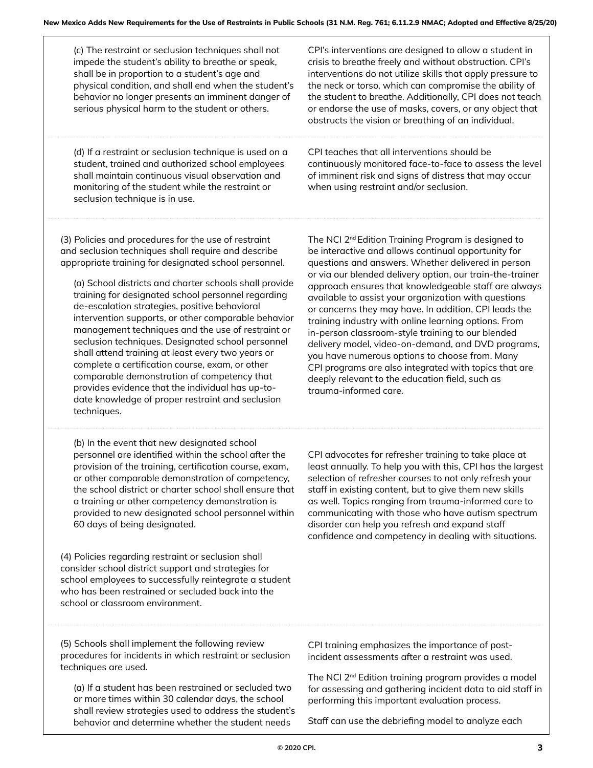| | |
|---|---|
| (c) The restraint or seclusion techniques shall not impede the student's ability to breathe or speak, shall be in proportion to a student's age and physical condition, and shall end when the student's behavior no longer presents an imminent danger of serious physical harm to the student or others. | CPI's interventions are designed to allow a student in crisis to breathe freely and without obstruction. CPI's interventions do not utilize skills that apply pressure to the neck or torso, which can compromise the ability of the student to breathe. Additionally, CPI does not teach or endorse the use of masks, covers, or any object that obstructs the vision or breathing of an individual. |
| (d) If a restraint or seclusion technique is used on a student, trained and authorized school employees shall maintain continuous visual observation and monitoring of the student while the restraint or seclusion technique is in use. | CPI teaches that all interventions should be continuously monitored face-to-face to assess the level of imminent risk and signs of distress that may occur when using restraint and/or seclusion. |
| (3) Policies and procedures for the use of restraint and seclusion techniques shall require and describe appropriate training for designated school personnel.<br><br>(a) School districts and charter schools shall provide training for designated school personnel regarding de-escalation strategies, positive behavioral intervention supports, or other comparable behavior management techniques and the use of restraint or seclusion techniques. Designated school personnel shall attend training at least every two years or complete a certification course, exam, or other comparable demonstration of competency that provides evidence that the individual has up-to-date knowledge of proper restraint and seclusion techniques. | The NCI 2nd Edition Training Program is designed to be interactive and allows continual opportunity for questions and answers. Whether delivered in person or via our blended delivery option, our train-the-trainer approach ensures that knowledgeable staff are always available to assist your organization with questions or concerns they may have. In addition, CPI leads the training industry with online learning options. From in-person classroom-style training to our blended delivery model, video-on-demand, and DVD programs, you have numerous options to choose from. Many CPI programs are also integrated with topics that are deeply relevant to the education field, such as trauma-informed care. |
| (b) In the event that new designated school personnel are identified within the school after the provision of the training, certification course, exam, or other comparable demonstration of competency, the school district or charter school shall ensure that a training or other competency demonstration is provided to new designated school personnel within 60 days of being designated.<br><br>(4) Policies regarding restraint or seclusion shall consider school district support and strategies for school employees to successfully reintegrate a student who has been restrained or secluded back into the school or classroom environment. | CPI advocates for refresher training to take place at least annually. To help you with this, CPI has the largest selection of refresher courses to not only refresh your staff in existing content, but to give them new skills as well. Topics ranging from trauma-informed care to communicating with those who have autism spectrum disorder can help you refresh and expand staff confidence and competency in dealing with situations. |
| (5) Schools shall implement the following review procedures for incidents in which restraint or seclusion techniques are used.<br><br>(a) If a student has been restrained or secluded two or more times within 30 calendar days, the school shall review strategies used to address the student's behavior and determine whether the student needs | CPI training emphasizes the importance of post-incident assessments after a restraint was used.<br><br>The NCI 2nd Edition training program provides a model for assessing and gathering incident data to aid staff in performing this important evaluation process.<br><br>Staff can use the debriefing model to analyze each |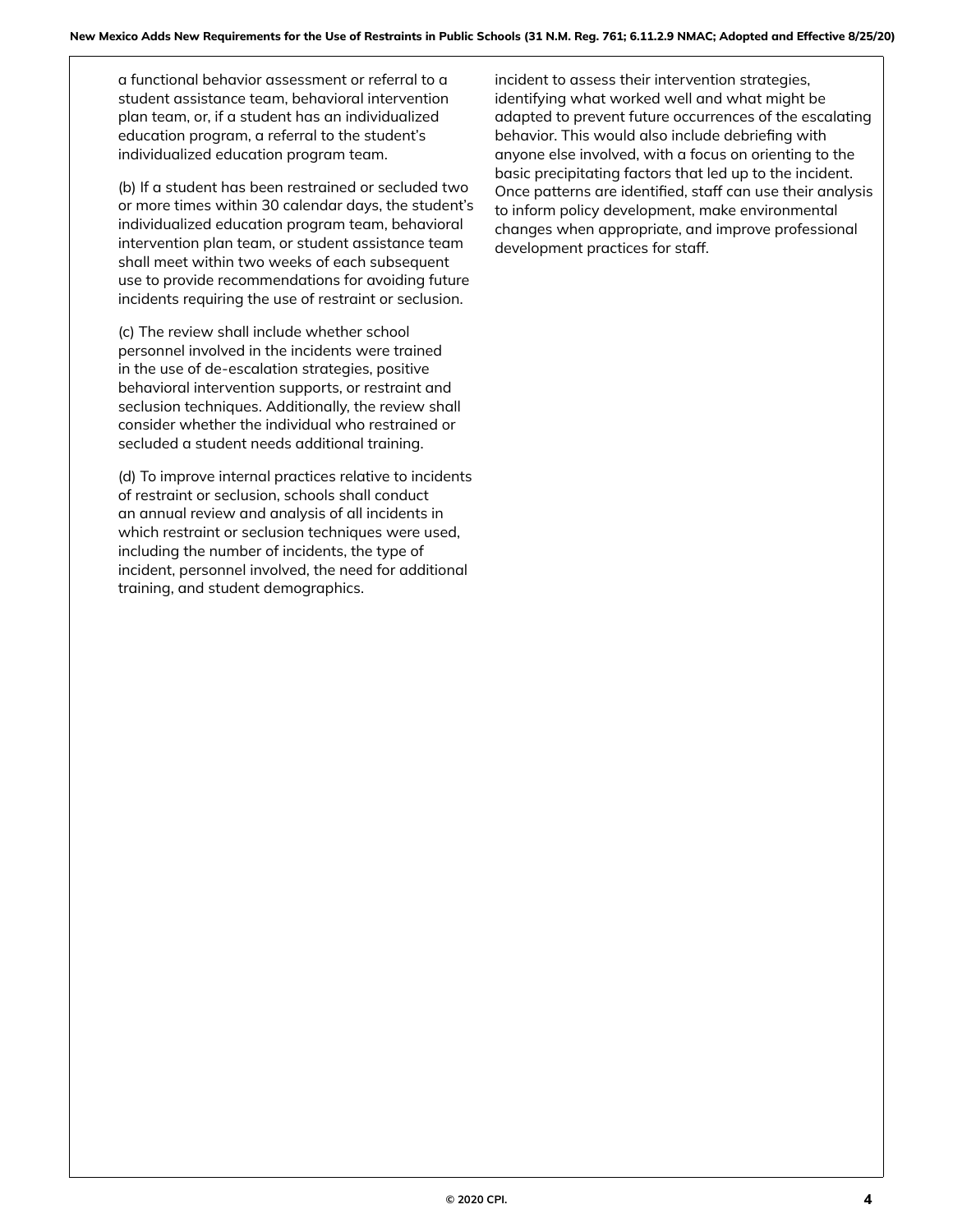a functional behavior assessment or referral to a student assistance team, behavioral intervention plan team, or, if a student has an individualized education program, a referral to the student's individualized education program team.

(b) If a student has been restrained or secluded two or more times within 30 calendar days, the student's individualized education program team, behavioral intervention plan team, or student assistance team shall meet within two weeks of each subsequent use to provide recommendations for avoiding future incidents requiring the use of restraint or seclusion.

(c) The review shall include whether school personnel involved in the incidents were trained in the use of de-escalation strategies, positive behavioral intervention supports, or restraint and seclusion techniques. Additionally, the review shall consider whether the individual who restrained or secluded a student needs additional training.

(d) To improve internal practices relative to incidents of restraint or seclusion, schools shall conduct an annual review and analysis of all incidents in which restraint or seclusion techniques were used, including the number of incidents, the type of incident, personnel involved, the need for additional training, and student demographics.

incident to assess their intervention strategies, identifying what worked well and what might be adapted to prevent future occurrences of the escalating behavior. This would also include debriefing with anyone else involved, with a focus on orienting to the basic precipitating factors that led up to the incident. Once patterns are identified, staff can use their analysis to inform policy development, make environmental changes when appropriate, and improve professional development practices for staff.

© 2020 CPI.